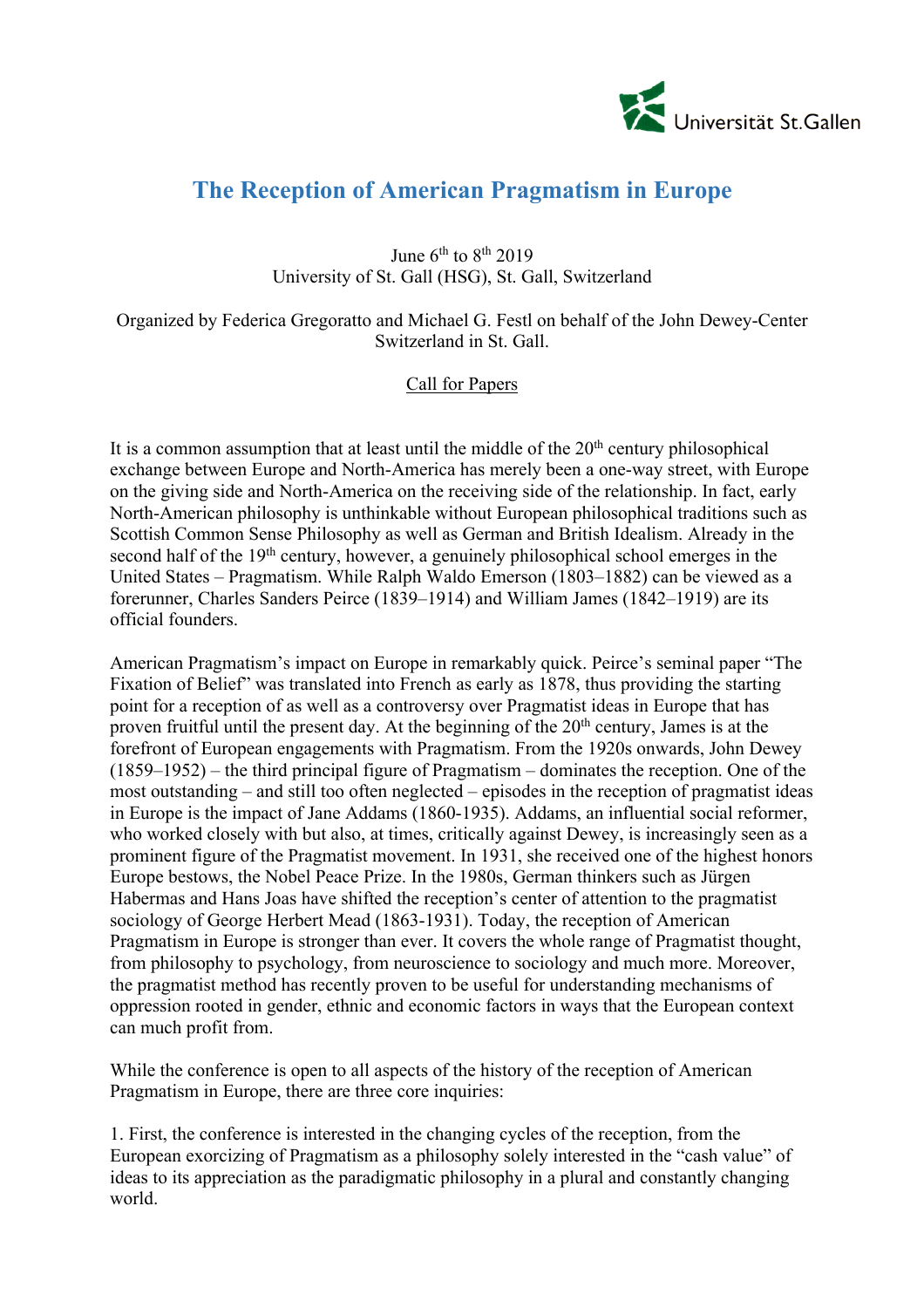Universität St.Gallen

# The Reception of American Pragmatism in Europe

June 6th to 8th 2019
University of St. Gall (HSG), St. Gall, Switzerland

Organized by Federica Gregoratto and Michael G. Festl on behalf of the John Dewey-Center Switzerland in St. Gall.

Call for Papers

It is a common assumption that at least until the middle of the 20th century philosophical exchange between Europe and North-America has merely been a one-way street, with Europe on the giving side and North-America on the receiving side of the relationship. In fact, early North-American philosophy is unthinkable without European philosophical traditions such as Scottish Common Sense Philosophy as well as German and British Idealism. Already in the second half of the 19th century, however, a genuinely philosophical school emerges in the United States – Pragmatism. While Ralph Waldo Emerson (1803–1882) can be viewed as a forerunner, Charles Sanders Peirce (1839–1914) and William James (1842–1919) are its official founders.

American Pragmatism's impact on Europe in remarkably quick. Peirce's seminal paper "The Fixation of Belief" was translated into French as early as 1878, thus providing the starting point for a reception of as well as a controversy over Pragmatist ideas in Europe that has proven fruitful until the present day. At the beginning of the 20th century, James is at the forefront of European engagements with Pragmatism. From the 1920s onwards, John Dewey (1859–1952) – the third principal figure of Pragmatism – dominates the reception. One of the most outstanding – and still too often neglected – episodes in the reception of pragmatist ideas in Europe is the impact of Jane Addams (1860-1935). Addams, an influential social reformer, who worked closely with but also, at times, critically against Dewey, is increasingly seen as a prominent figure of the Pragmatist movement. In 1931, she received one of the highest honors Europe bestows, the Nobel Peace Prize. In the 1980s, German thinkers such as Jürgen Habermas and Hans Joas have shifted the reception's center of attention to the pragmatist sociology of George Herbert Mead (1863-1931). Today, the reception of American Pragmatism in Europe is stronger than ever. It covers the whole range of Pragmatist thought, from philosophy to psychology, from neuroscience to sociology and much more. Moreover, the pragmatist method has recently proven to be useful for understanding mechanisms of oppression rooted in gender, ethnic and economic factors in ways that the European context can much profit from.

While the conference is open to all aspects of the history of the reception of American Pragmatism in Europe, there are three core inquiries:

1. First, the conference is interested in the changing cycles of the reception, from the European exorcizing of Pragmatism as a philosophy solely interested in the "cash value" of ideas to its appreciation as the paradigmatic philosophy in a plural and constantly changing world.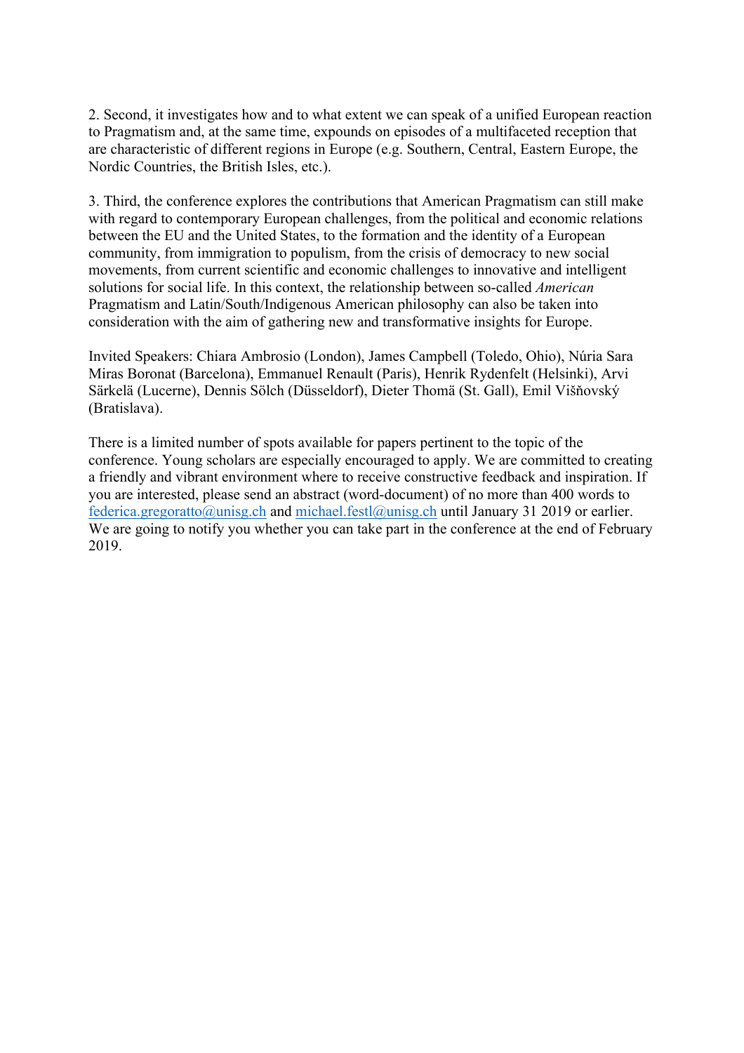2. Second, it investigates how and to what extent we can speak of a unified European reaction to Pragmatism and, at the same time, expounds on episodes of a multifaceted reception that are characteristic of different regions in Europe (e.g. Southern, Central, Eastern Europe, the Nordic Countries, the British Isles, etc.).

3. Third, the conference explores the contributions that American Pragmatism can still make with regard to contemporary European challenges, from the political and economic relations between the EU and the United States, to the formation and the identity of a European community, from immigration to populism, from the crisis of democracy to new social movements, from current scientific and economic challenges to innovative and intelligent solutions for social life. In this context, the relationship between so-called *American* Pragmatism and Latin/South/Indigenous American philosophy can also be taken into consideration with the aim of gathering new and transformative insights for Europe.

Invited Speakers: Chiara Ambrosio (London), James Campbell (Toledo, Ohio), Núria Sara Miras Boronat (Barcelona), Emmanuel Renault (Paris), Henrik Rydenfelt (Helsinki), Arvi Särkelä (Lucerne), Dennis Sölch (Düsseldorf), Dieter Thomä (St. Gall), Emil Višňovský (Bratislava).

There is a limited number of spots available for papers pertinent to the topic of the conference. Young scholars are especially encouraged to apply. We are committed to creating a friendly and vibrant environment where to receive constructive feedback and inspiration. If you are interested, please send an abstract (word-document) of no more than 400 words to federica.gregoratto@unisg.ch and michael.festl@unisg.ch until January 31 2019 or earlier. We are going to notify you whether you can take part in the conference at the end of February 2019.